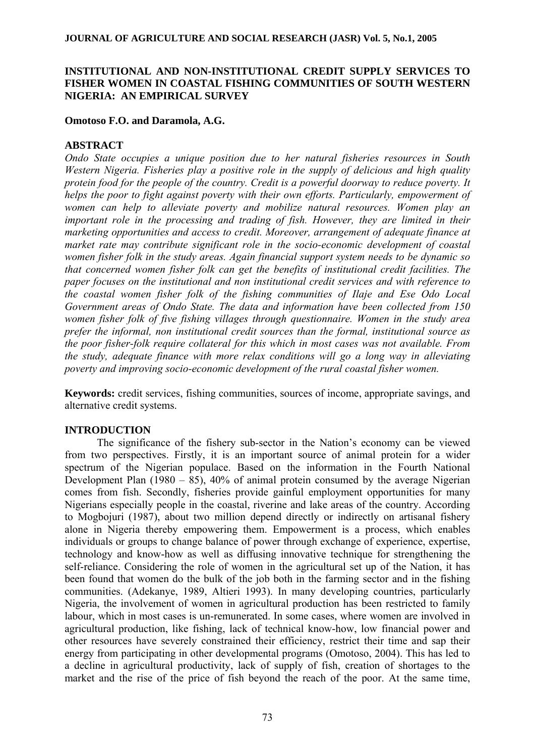# INSTITUTIONAL AND NON-INSTITUTIONAL CREDIT SUPPLY SERVICES TO FISHER WOMEN IN COASTAL FISHING COMMUNITIES OF SOUTH WESTERN NIGERIA: AN EMPIRICAL SURVEY

**Omotoso F.O. and Daramola, A.G.**

## ABSTRACT

*Ondo State occupies a unique position due to her natural fisheries resources in South Western Nigeria. Fisheries play a positive role in the supply of delicious and high quality protein food for the people of the country. Credit is a powerful doorway to reduce poverty. It helps the poor to fight against poverty with their own efforts. Particularly, empowerment of women can help to alleviate poverty and mobilize natural resources. Women play an important role in the processing and trading of fish. However, they are limited in their marketing opportunities and access to credit. Moreover, arrangement of adequate finance at market rate may contribute significant role in the socio-economic development of coastal women fisher folk in the study areas. Again financial support system needs to be dynamic so that concerned women fisher folk can get the benefits of institutional credit facilities. The paper focuses on the institutional and non institutional credit services and with reference to the coastal women fisher folk of the fishing communities of Ilaje and Ese Odo Local Government areas of Ondo State. The data and information have been collected from 150 women fisher folk of five fishing villages through questionnaire. Women in the study area prefer the informal, non institutional credit sources than the formal, institutional source as the poor fisher-folk require collateral for this which in most cases was not available. From the study, adequate finance with more relax conditions will go a long way in alleviating poverty and improving socio-economic development of the rural coastal fisher women.*

**Keywords:** credit services, fishing communities, sources of income, appropriate savings, and alternative credit systems.

## INTRODUCTION

The significance of the fishery sub-sector in the Nation's economy can be viewed from two perspectives. Firstly, it is an important source of animal protein for a wider spectrum of the Nigerian populace. Based on the information in the Fourth National Development Plan (1980 – 85), 40% of animal protein consumed by the average Nigerian comes from fish. Secondly, fisheries provide gainful employment opportunities for many Nigerians especially people in the coastal, riverine and lake areas of the country. According to Mogbojuri (1987), about two million depend directly or indirectly on artisanal fishery alone in Nigeria thereby empowering them. Empowerment is a process, which enables individuals or groups to change balance of power through exchange of experience, expertise, technology and know-how as well as diffusing innovative technique for strengthening the self-reliance. Considering the role of women in the agricultural set up of the Nation, it has been found that women do the bulk of the job both in the farming sector and in the fishing communities. (Adekanye, 1989, Altieri 1993). In many developing countries, particularly Nigeria, the involvement of women in agricultural production has been restricted to family labour, which in most cases is un-remunerated. In some cases, where women are involved in agricultural production, like fishing, lack of technical know-how, low financial power and other resources have severely constrained their efficiency, restrict their time and sap their energy from participating in other developmental programs (Omotoso, 2004). This has led to a decline in agricultural productivity, lack of supply of fish, creation of shortages to the market and the rise of the price of fish beyond the reach of the poor. At the same time,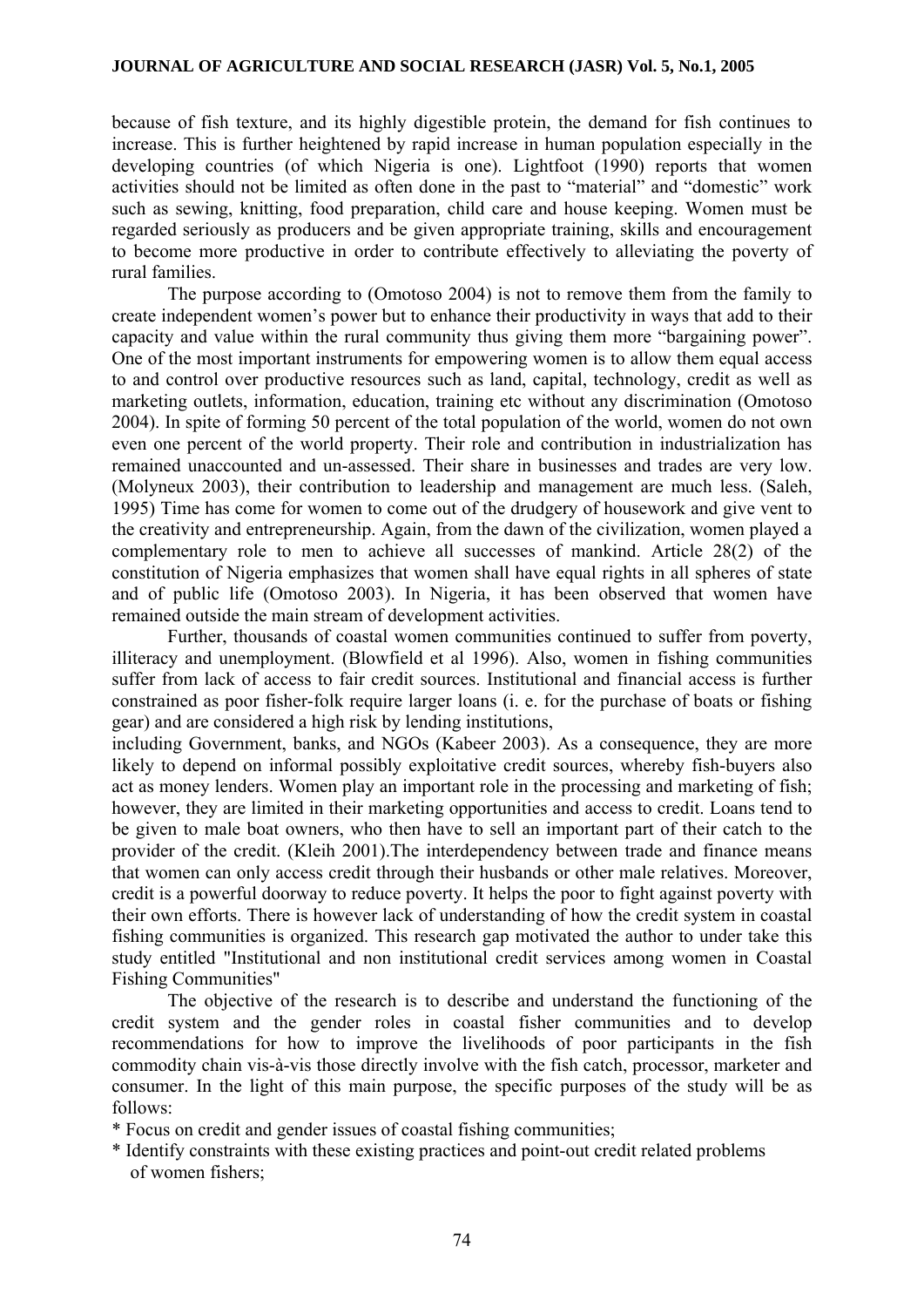because of fish texture, and its highly digestible protein, the demand for fish continues to increase. This is further heightened by rapid increase in human population especially in the developing countries (of which Nigeria is one). Lightfoot (1990) reports that women activities should not be limited as often done in the past to "material" and "domestic" work such as sewing, knitting, food preparation, child care and house keeping. Women must be regarded seriously as producers and be given appropriate training, skills and encouragement to become more productive in order to contribute effectively to alleviating the poverty of rural families.

The purpose according to (Omotoso 2004) is not to remove them from the family to create independent women's power but to enhance their productivity in ways that add to their capacity and value within the rural community thus giving them more "bargaining power". One of the most important instruments for empowering women is to allow them equal access to and control over productive resources such as land, capital, technology, credit as well as marketing outlets, information, education, training etc without any discrimination (Omotoso 2004). In spite of forming 50 percent of the total population of the world, women do not own even one percent of the world property. Their role and contribution in industrialization has remained unaccounted and un-assessed. Their share in businesses and trades are very low. (Molyneux 2003), their contribution to leadership and management are much less. (Saleh, 1995) Time has come for women to come out of the drudgery of housework and give vent to the creativity and entrepreneurship. Again, from the dawn of the civilization, women played a complementary role to men to achieve all successes of mankind. Article 28(2) of the constitution of Nigeria emphasizes that women shall have equal rights in all spheres of state and of public life (Omotoso 2003). In Nigeria, it has been observed that women have remained outside the main stream of development activities.

Further, thousands of coastal women communities continued to suffer from poverty, illiteracy and unemployment. (Blowfield et al 1996). Also, women in fishing communities suffer from lack of access to fair credit sources. Institutional and financial access is further constrained as poor fisher-folk require larger loans (i. e. for the purchase of boats or fishing gear) and are considered a high risk by lending institutions, including Government, banks, and NGOs (Kabeer 2003). As a consequence, they are more likely to depend on informal possibly exploitative credit sources, whereby fish-buyers also act as money lenders. Women play an important role in the processing and marketing of fish; however, they are limited in their marketing opportunities and access to credit. Loans tend to be given to male boat owners, who then have to sell an important part of their catch to the provider of the credit. (Kleih 2001).The interdependency between trade and finance means that women can only access credit through their husbands or other male relatives. Moreover, credit is a powerful doorway to reduce poverty. It helps the poor to fight against poverty with their own efforts. There is however lack of understanding of how the credit system in coastal fishing communities is organized. This research gap motivated the author to under take this study entitled "Institutional and non institutional credit services among women in Coastal Fishing Communities"

The objective of the research is to describe and understand the functioning of the credit system and the gender roles in coastal fisher communities and to develop recommendations for how to improve the livelihoods of poor participants in the fish commodity chain vis-à-vis those directly involve with the fish catch, processor, marketer and consumer. In the light of this main purpose, the specific purposes of the study will be as follows:

* Focus on credit and gender issues of coastal fishing communities;
* Identify constraints with these existing practices and point-out credit related problems of women fishers;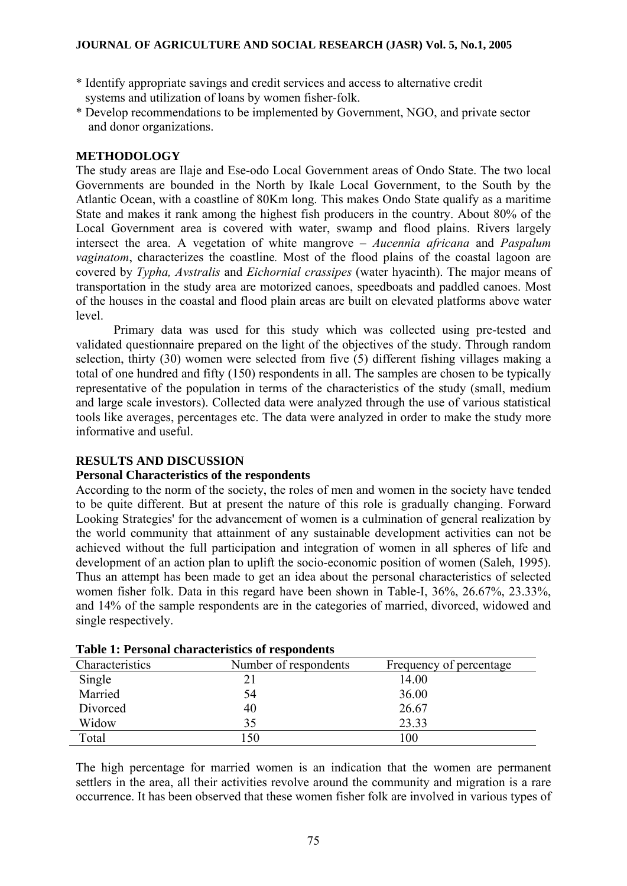* Identify appropriate savings and credit services and access to alternative credit systems and utilization of loans by women fisher-folk.
* Develop recommendations to be implemented by Government, NGO, and private sector and donor organizations.

## METHODOLOGY

The study areas are Ilaje and Ese-odo Local Government areas of Ondo State. The two local Governments are bounded in the North by Ikale Local Government, to the South by the Atlantic Ocean, with a coastline of 80Km long. This makes Ondo State qualify as a maritime State and makes it rank among the highest fish producers in the country. About 80% of the Local Government area is covered with water, swamp and flood plains. Rivers largely intersect the area. A vegetation of white mangrove – *Aucennia africana* and *Paspalum vaginatom*, characterizes the coastline. Most of the flood plains of the coastal lagoon are covered by *Typha, Avstralis* and *Eichornial crassipes* (water hyacinth). The major means of transportation in the study area are motorized canoes, speedboats and paddled canoes. Most of the houses in the coastal and flood plain areas are built on elevated platforms above water level.

Primary data was used for this study which was collected using pre-tested and validated questionnaire prepared on the light of the objectives of the study. Through random selection, thirty (30) women were selected from five (5) different fishing villages making a total of one hundred and fifty (150) respondents in all. The samples are chosen to be typically representative of the population in terms of the characteristics of the study (small, medium and large scale investors). Collected data were analyzed through the use of various statistical tools like averages, percentages etc. The data were analyzed in order to make the study more informative and useful.

## RESULTS AND DISCUSSION

### Personal Characteristics of the respondents

According to the norm of the society, the roles of men and women in the society have tended to be quite different. But at present the nature of this role is gradually changing. Forward Looking Strategies' for the advancement of women is a culmination of general realization by the world community that attainment of any sustainable development activities can not be achieved without the full participation and integration of women in all spheres of life and development of an action plan to uplift the socio-economic position of women (Saleh, 1995). Thus an attempt has been made to get an idea about the personal characteristics of selected women fisher folk. Data in this regard have been shown in Table-I, 36%, 26.67%, 23.33%, and 14% of the sample respondents are in the categories of married, divorced, widowed and single respectively.

**Table 1: Personal characteristics of respondents**

| Characteristics | Number of respondents | Frequency of percentage |
|---|---|---|
| Single | 21 | 14.00 |
| Married | 54 | 36.00 |
| Divorced | 40 | 26.67 |
| Widow | 35 | 23.33 |
| Total | 150 | 100 |

The high percentage for married women is an indication that the women are permanent settlers in the area, all their activities revolve around the community and migration is a rare occurrence. It has been observed that these women fisher folk are involved in various types of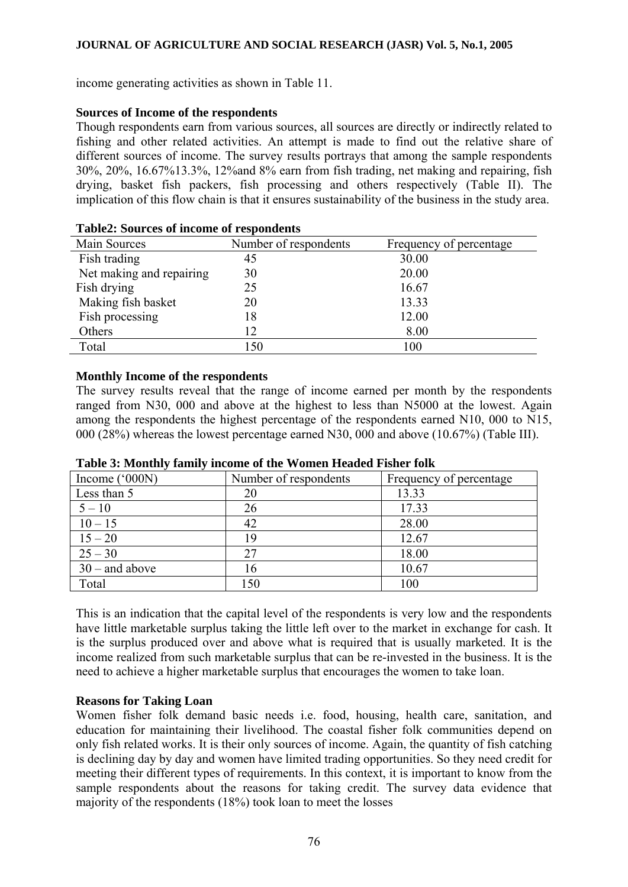income generating activities as shown in Table 11.

**Sources of Income of the respondents**

Though respondents earn from various sources, all sources are directly or indirectly related to fishing and other related activities. An attempt is made to find out the relative share of different sources of income. The survey results portrays that among the sample respondents 30%, 20%, 16.67%13.3%, 12%and 8% earn from fish trading, net making and repairing, fish drying, basket fish packers, fish processing and others respectively (Table II). The implication of this flow chain is that it ensures sustainability of the business in the study area.

**Table2: Sources of income of respondents**

| Main Sources | Number of respondents | Frequency of percentage |
|---|---|---|
| Fish trading | 45 | 30.00 |
| Net making and repairing | 30 | 20.00 |
| Fish drying | 25 | 16.67 |
| Making fish basket | 20 | 13.33 |
| Fish processing | 18 | 12.00 |
| Others | 12 | 8.00 |
| Total | 150 | 100 |

**Monthly Income of the respondents**

The survey results reveal that the range of income earned per month by the respondents ranged from N30, 000 and above at the highest to less than N5000 at the lowest. Again among the respondents the highest percentage of the respondents earned N10, 000 to N15, 000 (28%) whereas the lowest percentage earned N30, 000 and above (10.67%) (Table III).

**Table 3: Monthly family income of the Women Headed Fisher folk**

| Income ('000N) | Number of respondents | Frequency of percentage |
|---|---|---|
| Less than 5 | 20 | 13.33 |
| 5 – 10 | 26 | 17.33 |
| 10 – 15 | 42 | 28.00 |
| 15 – 20 | 19 | 12.67 |
| 25 – 30 | 27 | 18.00 |
| 30 – and above | 16 | 10.67 |
| Total | 150 | 100 |

This is an indication that the capital level of the respondents is very low and the respondents have little marketable surplus taking the little left over to the market in exchange for cash. It is the surplus produced over and above what is required that is usually marketed. It is the income realized from such marketable surplus that can be re-invested in the business. It is the need to achieve a higher marketable surplus that encourages the women to take loan.

**Reasons for Taking Loan**

Women fisher folk demand basic needs i.e. food, housing, health care, sanitation, and education for maintaining their livelihood. The coastal fisher folk communities depend on only fish related works. It is their only sources of income. Again, the quantity of fish catching is declining day by day and women have limited trading opportunities. So they need credit for meeting their different types of requirements. In this context, it is important to know from the sample respondents about the reasons for taking credit. The survey data evidence that majority of the respondents (18%) took loan to meet the losses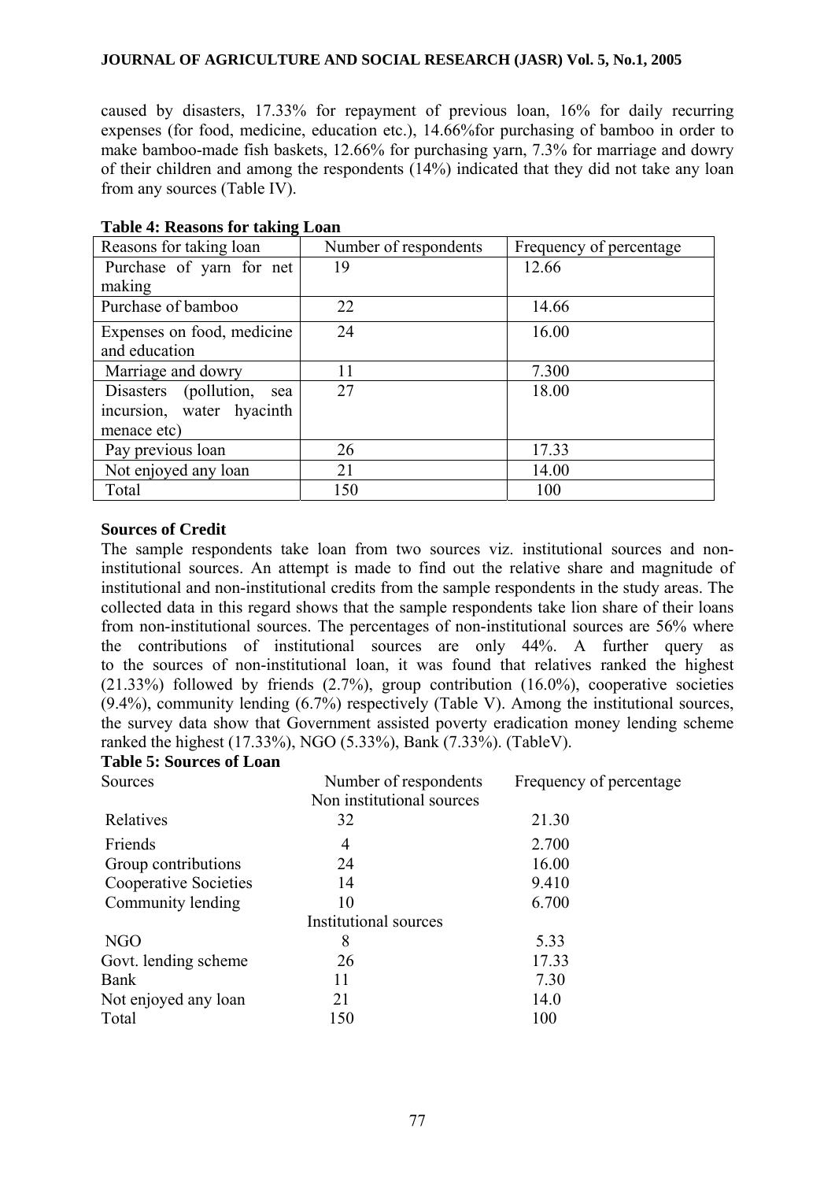caused by disasters, 17.33% for repayment of previous loan, 16% for daily recurring expenses (for food, medicine, education etc.), 14.66%for purchasing of bamboo in order to make bamboo-made fish baskets, 12.66% for purchasing yarn, 7.3% for marriage and dowry of their children and among the respondents (14%) indicated that they did not take any loan from any sources (Table IV).

**Table 4: Reasons for taking Loan**

| Reasons for taking loan | Number of respondents | Frequency of percentage |
|---|---|---|
| Purchase of yarn for net making | 19 | 12.66 |
| Purchase of bamboo | 22 | 14.66 |
| Expenses on food, medicine and education | 24 | 16.00 |
| Marriage and dowry | 11 | 7.300 |
| Disasters (pollution, sea incursion, water hyacinth menace etc) | 27 | 18.00 |
| Pay previous loan | 26 | 17.33 |
| Not enjoyed any loan | 21 | 14.00 |
| Total | 150 | 100 |

**Sources of Credit**

The sample respondents take loan from two sources viz. institutional sources and non-institutional sources. An attempt is made to find out the relative share and magnitude of institutional and non-institutional credits from the sample respondents in the study areas. The collected data in this regard shows that the sample respondents take lion share of their loans from non-institutional sources. The percentages of non-institutional sources are 56% where as the contributions of institutional sources are only 44%. A further query as to the sources of non-institutional loan, it was found that relatives ranked the highest (21.33%) followed by friends (2.7%), group contribution (16.0%), cooperative societies (9.4%), community lending (6.7%) respectively (Table V). Among the institutional sources, the survey data show that Government assisted poverty eradication money lending scheme ranked the highest (17.33%), NGO (5.33%), Bank (7.33%). (TableV).

**Table 5: Sources of Loan**

| Sources | Number of respondents | Frequency of percentage |
|---|---|---|
| | Non institutional sources | |
| Relatives | 32 | 21.30 |
| Friends | 4 | 2.700 |
| Group contributions | 24 | 16.00 |
| Cooperative Societies | 14 | 9.410 |
| Community lending | 10 | 6.700 |
| | Institutional sources | |
| NGO | 8 | 5.33 |
| Govt. lending scheme | 26 | 17.33 |
| Bank | 11 | 7.30 |
| Not enjoyed any loan | 21 | 14.0 |
| Total | 150 | 100 |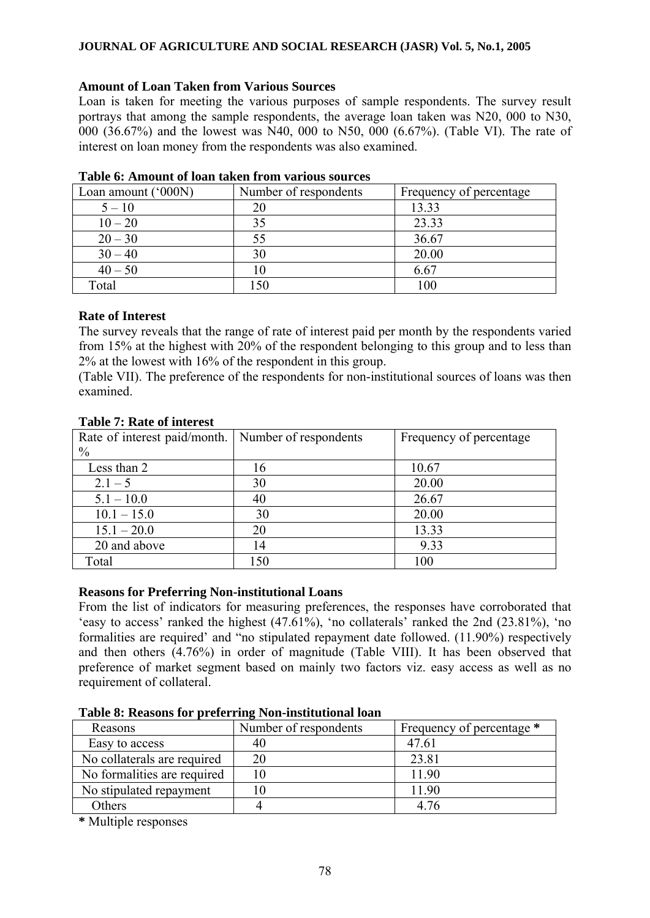### Amount of Loan Taken from Various Sources

Loan is taken for meeting the various purposes of sample respondents. The survey result portrays that among the sample respondents, the average loan taken was N20, 000 to N30, 000 (36.67%) and the lowest was N40, 000 to N50, 000 (6.67%). (Table VI). The rate of interest on loan money from the respondents was also examined.

**Table 6: Amount of loan taken from various sources**

| Loan amount ('000N) | Number of respondents | Frequency of percentage |
|---|---|---|
| 5 – 10 | 20 | 13.33 |
| 10 – 20 | 35 | 23.33 |
| 20 – 30 | 55 | 36.67 |
| 30 – 40 | 30 | 20.00 |
| 40 – 50 | 10 | 6.67 |
| Total | 150 | 100 |

### Rate of Interest

The survey reveals that the range of rate of interest paid per month by the respondents varied from 15% at the highest with 20% of the respondent belonging to this group and to less than 2% at the lowest with 16% of the respondent in this group.

(Table VII). The preference of the respondents for non-institutional sources of loans was then examined.

**Table 7: Rate of interest**

| Rate of interest paid/month. % | Number of respondents | Frequency of percentage |
|---|---|---|
| Less than 2 | 16 | 10.67 |
| 2.1 – 5 | 30 | 20.00 |
| 5.1 – 10.0 | 40 | 26.67 |
| 10.1 – 15.0 | 30 | 20.00 |
| 15.1 – 20.0 | 20 | 13.33 |
| 20 and above | 14 | 9.33 |
| Total | 150 | 100 |

### Reasons for Preferring Non-institutional Loans

From the list of indicators for measuring preferences, the responses have corroborated that 'easy to access' ranked the highest (47.61%), 'no collaterals' ranked the 2nd (23.81%), 'no formalities are required' and "no stipulated repayment date followed. (11.90%) respectively and then others (4.76%) in order of magnitude (Table VIII). It has been observed that preference of market segment based on mainly two factors viz. easy access as well as no requirement of collateral.

**Table 8: Reasons for preferring Non-institutional loan**

| Reasons | Number of respondents | Frequency of percentage * |
|---|---|---|
| Easy to access | 40 | 47.61 |
| No collaterals are required | 20 | 23.81 |
| No formalities are required | 10 | 11.90 |
| No stipulated repayment | 10 | 11.90 |
| Others | 4 | 4.76 |

**\*** Multiple responses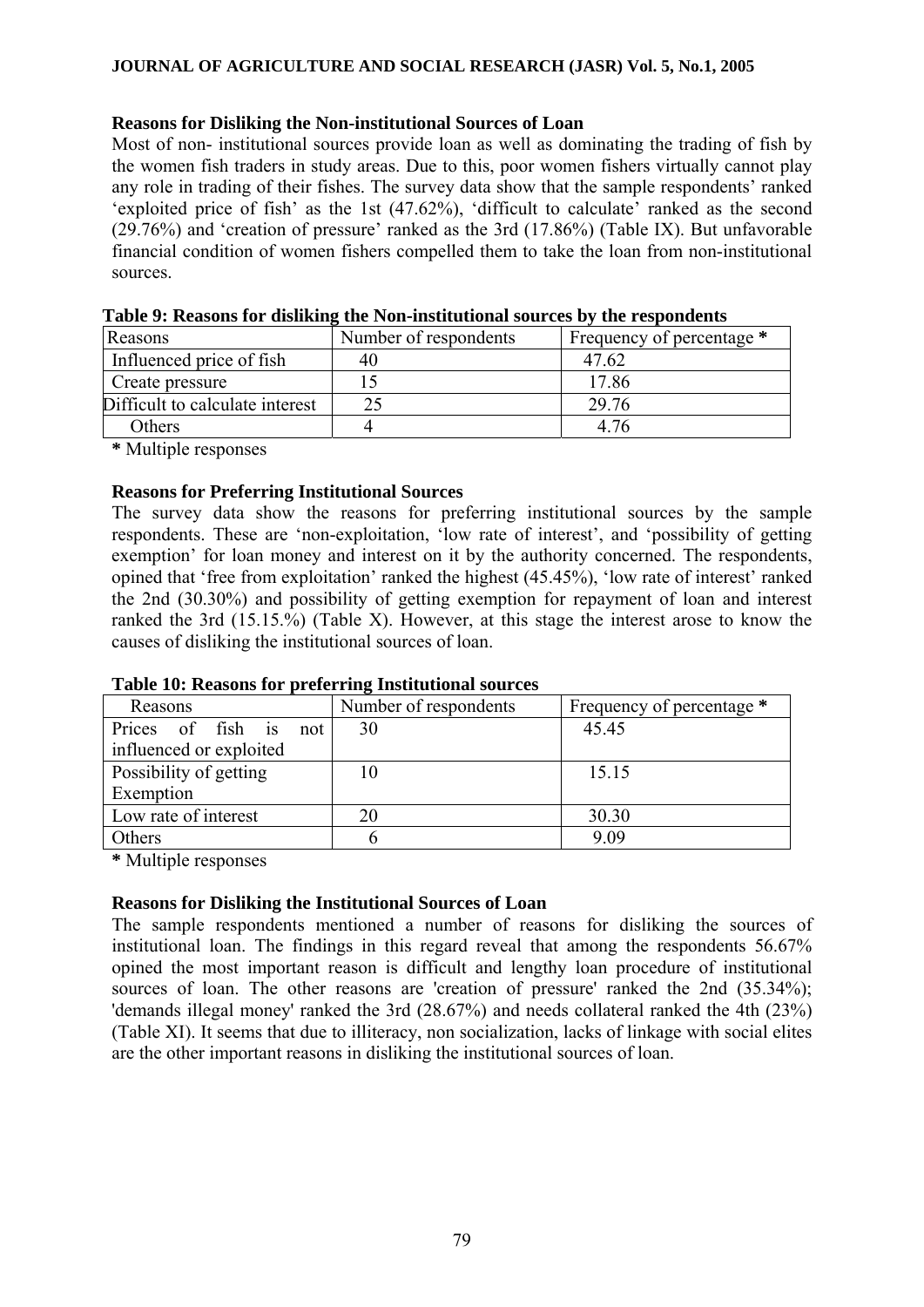### Reasons for Disliking the Non-institutional Sources of Loan

Most of non- institutional sources provide loan as well as dominating the trading of fish by the women fish traders in study areas. Due to this, poor women fishers virtually cannot play any role in trading of their fishes. The survey data show that the sample respondents' ranked 'exploited price of fish' as the 1st (47.62%), 'difficult to calculate' ranked as the second (29.76%) and 'creation of pressure' ranked as the 3rd (17.86%) (Table IX). But unfavorable financial condition of women fishers compelled them to take the loan from non-institutional sources.

**Table 9: Reasons for disliking the Non-institutional sources by the respondents**

| Reasons | Number of respondents | Frequency of percentage * |
|---|---|---|
| Influenced price of fish | 40 | 47.62 |
| Create pressure | 15 | 17.86 |
| Difficult to calculate interest | 25 | 29.76 |
| Others | 4 | 4.76 |

**\*** Multiple responses

### Reasons for Preferring Institutional Sources

The survey data show the reasons for preferring institutional sources by the sample respondents. These are 'non-exploitation, 'low rate of interest', and 'possibility of getting exemption' for loan money and interest on it by the authority concerned. The respondents, opined that 'free from exploitation' ranked the highest (45.45%), 'low rate of interest' ranked the 2nd (30.30%) and possibility of getting exemption for repayment of loan and interest ranked the 3rd (15.15.%) (Table X). However, at this stage the interest arose to know the causes of disliking the institutional sources of loan.

**Table 10: Reasons for preferring Institutional sources**

| Reasons | Number of respondents | Frequency of percentage * |
|---|---|---|
| Prices of fish is not influenced or exploited | 30 | 45.45 |
| Possibility of getting Exemption | 10 | 15.15 |
| Low rate of interest | 20 | 30.30 |
| Others | 6 | 9.09 |

**\*** Multiple responses

### Reasons for Disliking the Institutional Sources of Loan

The sample respondents mentioned a number of reasons for disliking the sources of institutional loan. The findings in this regard reveal that among the respondents 56.67% opined the most important reason is difficult and lengthy loan procedure of institutional sources of loan. The other reasons are 'creation of pressure' ranked the 2nd (35.34%); 'demands illegal money' ranked the 3rd (28.67%) and needs collateral ranked the 4th (23%) (Table XI). It seems that due to illiteracy, non socialization, lacks of linkage with social elites are the other important reasons in disliking the institutional sources of loan.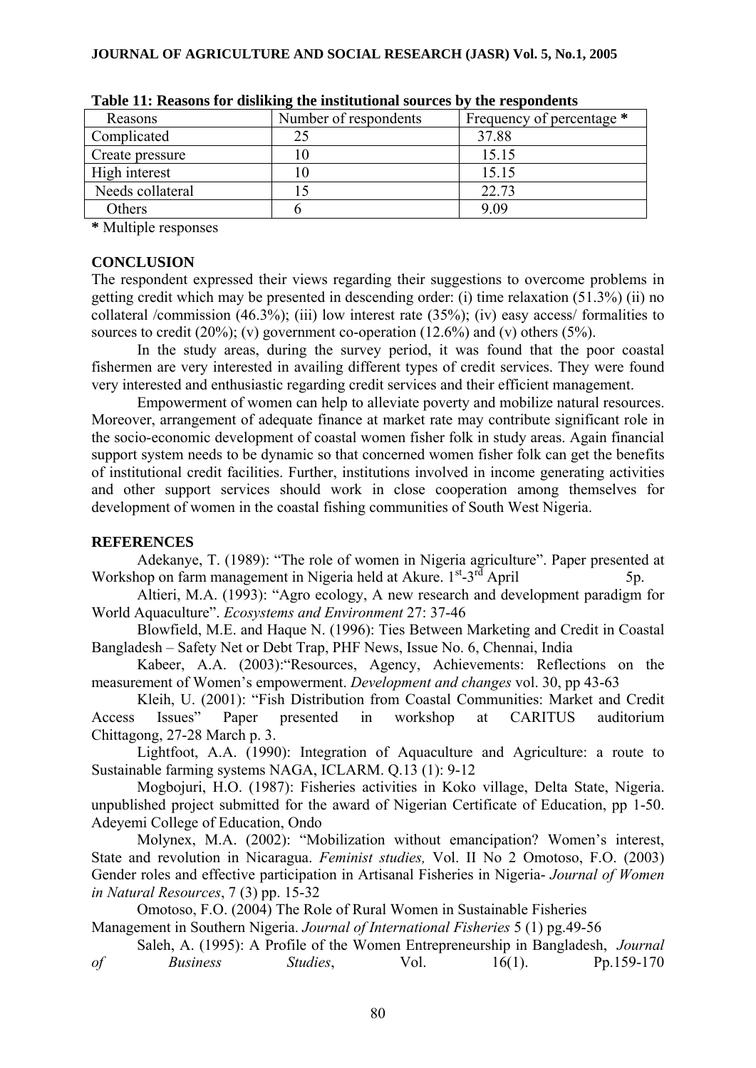**Table 11: Reasons for disliking the institutional sources by the respondents**

| Reasons | Number of respondents | Frequency of percentage * |
|---|---|---|
| Complicated | 25 | 37.88 |
| Create pressure | 10 | 15.15 |
| High interest | 10 | 15.15 |
| Needs collateral | 15 | 22.73 |
| Others | 6 | 9.09 |

**\*** Multiple responses

## CONCLUSION

The respondent expressed their views regarding their suggestions to overcome problems in getting credit which may be presented in descending order: (i) time relaxation (51.3%) (ii) no collateral /commission (46.3%); (iii) low interest rate (35%); (iv) easy access/ formalities to sources to credit (20%); (v) government co-operation (12.6%) and (v) others (5%).

In the study areas, during the survey period, it was found that the poor coastal fishermen are very interested in availing different types of credit services. They were found very interested and enthusiastic regarding credit services and their efficient management.

Empowerment of women can help to alleviate poverty and mobilize natural resources. Moreover, arrangement of adequate finance at market rate may contribute significant role in the socio-economic development of coastal women fisher folk in study areas. Again financial support system needs to be dynamic so that concerned women fisher folk can get the benefits of institutional credit facilities. Further, institutions involved in income generating activities and other support services should work in close cooperation among themselves for development of women in the coastal fishing communities of South West Nigeria.

## REFERENCES

Adekanye, T. (1989): "The role of women in Nigeria agriculture". Paper presented at Workshop on farm management in Nigeria held at Akure. 1st-3rd April 5p.

Altieri, M.A. (1993): "Agro ecology, A new research and development paradigm for World Aquaculture". *Ecosystems and Environment* 27: 37-46

Blowfield, M.E. and Haque N. (1996): Ties Between Marketing and Credit in Coastal Bangladesh – Safety Net or Debt Trap, PHF News, Issue No. 6, Chennai, India

Kabeer, A.A. (2003):"Resources, Agency, Achievements: Reflections on the measurement of Women's empowerment. *Development and changes* vol. 30, pp 43-63

Kleih, U. (2001): "Fish Distribution from Coastal Communities: Market and Credit Access Issues" Paper presented in workshop at CARITUS auditorium Chittagong, 27-28 March p. 3.

Lightfoot, A.A. (1990): Integration of Aquaculture and Agriculture: a route to Sustainable farming systems NAGA, ICLARM. Q.13 (1): 9-12

Mogbojuri, H.O. (1987): Fisheries activities in Koko village, Delta State, Nigeria. unpublished project submitted for the award of Nigerian Certificate of Education, pp 1-50. Adeyemi College of Education, Ondo

Molynex, M.A. (2002): "Mobilization without emancipation? Women's interest, State and revolution in Nicaragua. *Feminist studies,* Vol. II No 2 Omotoso, F.O. (2003) Gender roles and effective participation in Artisanal Fisheries in Nigeria- *Journal of Women in Natural Resources*, 7 (3) pp. 15-32

Omotoso, F.O. (2004) The Role of Rural Women in Sustainable Fisheries Management in Southern Nigeria. *Journal of International Fisheries* 5 (1) pg.49-56

Saleh, A. (1995): A Profile of the Women Entrepreneurship in Bangladesh, *Journal of Business Studies*, Vol. 16(1). Pp.159-170